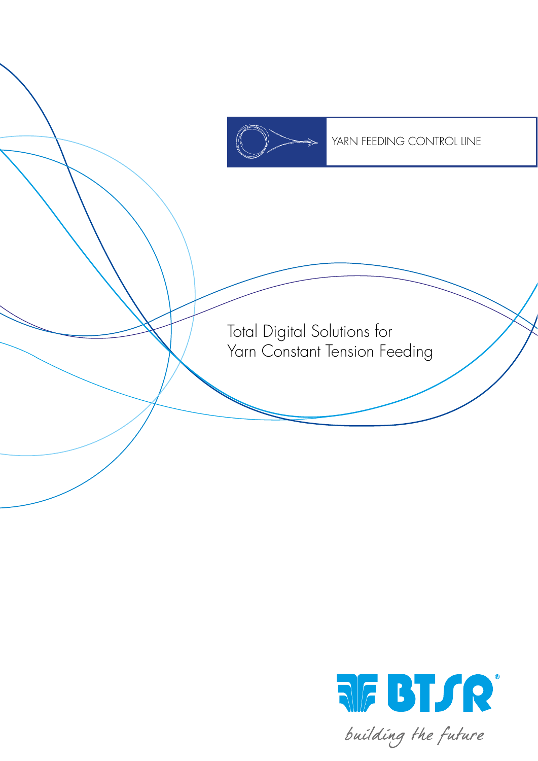YARN FEEDING CONTROL LINE

# Total Digital Solutions for Yarn Constant Tension Feeding

BTSR®

*building the future*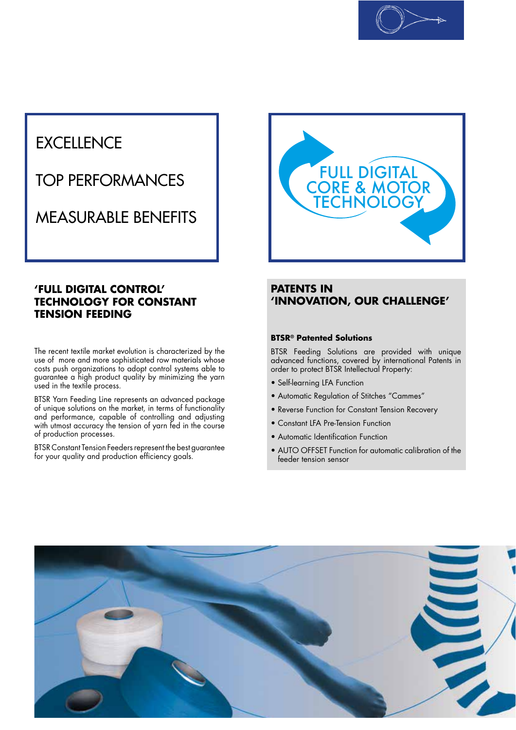EXCELLENCE

TOP PERFORMANCES

MEASURABLE BENEFITS

FULL DIGITAL CORE & MOTOR TECHNOLOGY

## 'FULL DIGITAL CONTROL' TECHNOLOGY FOR CONSTANT TENSION FEEDING

The recent textile market evolution is characterized by the use of more and more sophisticated row materials whose costs push organizations to adopt control systems able to guarantee a high product quality by minimizing the yarn used in the textile process.

BTSR Yarn Feeding Line represents an advanced package of unique solutions on the market, in terms of functionality and performance, capable of controlling and adjusting with utmost accuracy the tension of yarn fed in the course of production processes.

BTSR Constant Tension Feeders represent the best guarantee for your quality and production efficiency goals.

## PATENTS IN 'INNOVATION, OUR CHALLENGE'

**BTSR® Patented Solutions**

BTSR Feeding Solutions are provided with unique advanced functions, covered by international Patents in order to protect BTSR Intellectual Property:

- Self-learning LFA Function
- Automatic Regulation of Stitches "Cammes"
- Reverse Function for Constant Tension Recovery
- Constant LFA Pre-Tension Function
- Automatic Identification Function
- AUTO OFFSET Function for automatic calibration of the feeder tension sensor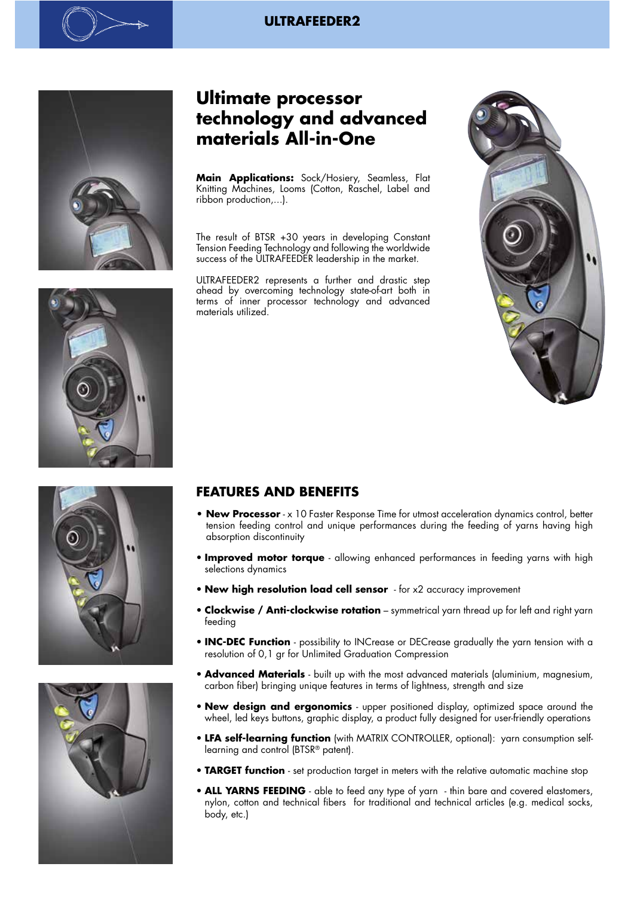# ULTRAFEEDER2

## Ultimate processor technology and advanced materials All-in-One

**Main Applications:** Sock/Hosiery, Seamless, Flat Knitting Machines, Looms (Cotton, Raschel, Label and ribbon production,...).

The result of BTSR +30 years in developing Constant Tension Feeding Technology and following the worldwide success of the ULTRAFEEDER leadership in the market.

ULTRAFEEDER2 represents a further and drastic step ahead by overcoming technology state-of-art both in terms of inner processor technology and advanced materials utilized.

## FEATURES AND BENEFITS

- **New Processor** - x 10 Faster Response Time for utmost acceleration dynamics control, better tension feeding control and unique performances during the feeding of yarns having high absorption discontinuity
- **Improved motor torque** - allowing enhanced performances in feeding yarns with high selections dynamics
- **New high resolution load cell sensor** - for x2 accuracy improvement
- **Clockwise / Anti-clockwise rotation** – symmetrical yarn thread up for left and right yarn feeding
- **INC-DEC Function** - possibility to INCrease or DECrease gradually the yarn tension with a resolution of 0,1 gr for Unlimited Graduation Compression
- **Advanced Materials** - built up with the most advanced materials (aluminium, magnesium, carbon fiber) bringing unique features in terms of lightness, strength and size
- **New design and ergonomics** - upper positioned display, optimized space around the wheel, led keys buttons, graphic display, a product fully designed for user-friendly operations
- **LFA self-learning function** (with MATRIX CONTROLLER, optional): yarn consumption self-learning and control (BTSR® patent).
- **TARGET function** - set production target in meters with the relative automatic machine stop
- **ALL YARNS FEEDING** - able to feed any type of yarn - thin bare and covered elastomers, nylon, cotton and technical fibers for traditional and technical articles (e.g. medical socks, body, etc.)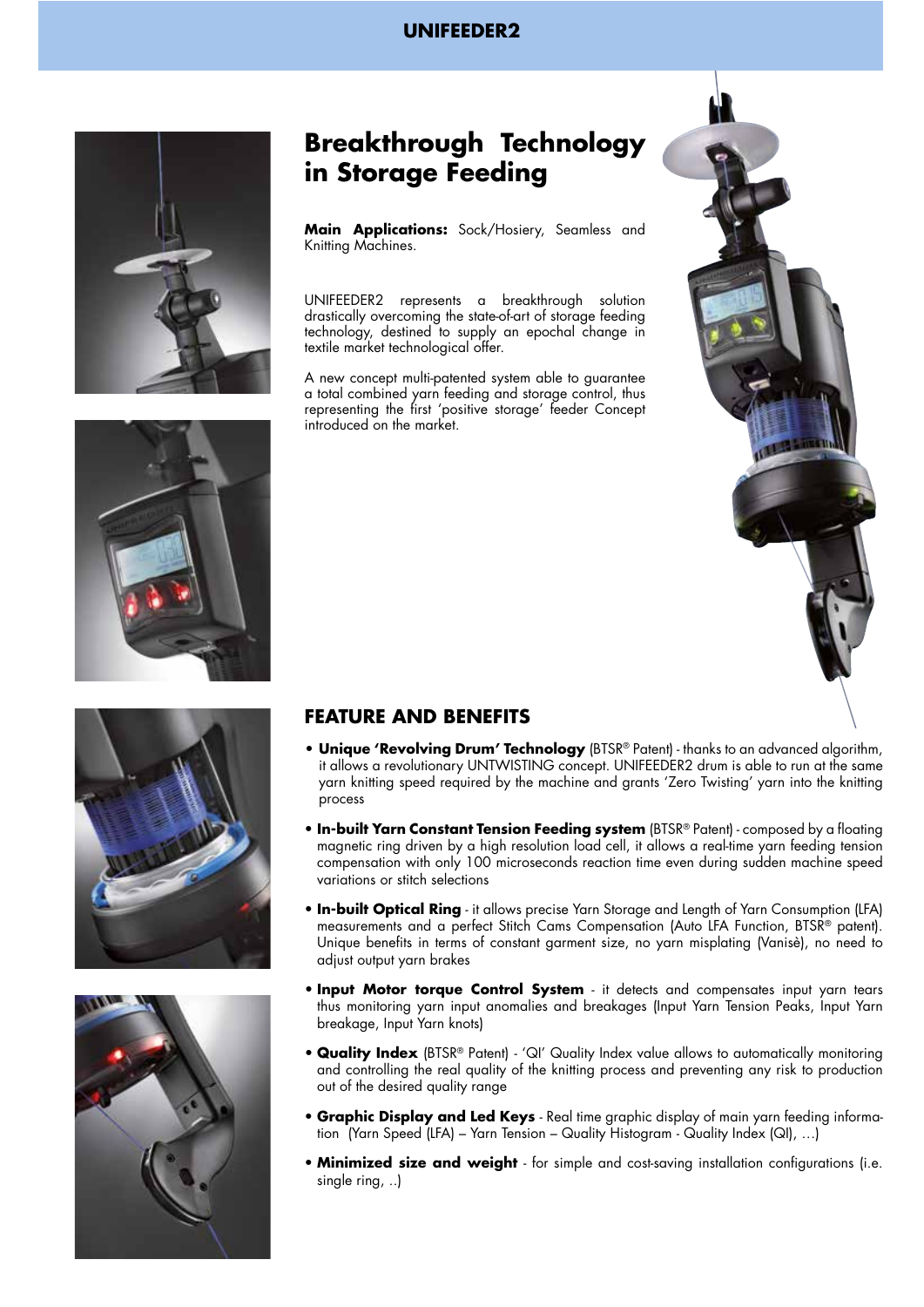# UNIFEEDER2

## Breakthrough Technology in Storage Feeding

**Main Applications:** Sock/Hosiery, Seamless and Knitting Machines.

UNIFEEDER2 represents a breakthrough solution drastically overcoming the state-of-art of storage feeding technology, destined to supply an epochal change in textile market technological offer.

A new concept multi-patented system able to guarantee a total combined yarn feeding and storage control, thus representing the first 'positive storage' feeder Concept introduced on the market.

## FEATURE AND BENEFITS

- **Unique 'Revolving Drum' Technology** (BTSR® Patent) - thanks to an advanced algorithm, it allows a revolutionary UNTWISTING concept. UNIFEEDER2 drum is able to run at the same yarn knitting speed required by the machine and grants 'Zero Twisting' yarn into the knitting process
- **In-built Yarn Constant Tension Feeding system** (BTSR® Patent) - composed by a floating magnetic ring driven by a high resolution load cell, it allows a real-time yarn feeding tension compensation with only 100 microseconds reaction time even during sudden machine speed variations or stitch selections
- **In-built Optical Ring** - it allows precise Yarn Storage and Length of Yarn Consumption (LFA) measurements and a perfect Stitch Cams Compensation (Auto LFA Function, BTSR® patent). Unique benefits in terms of constant garment size, no yarn misplating (Vanisè), no need to adjust output yarn brakes
- **Input Motor torque Control System** - it detects and compensates input yarn tears thus monitoring yarn input anomalies and breakages (Input Yarn Tension Peaks, Input Yarn breakage, Input Yarn knots)
- **Quality Index** (BTSR® Patent) - 'QI' Quality Index value allows to automatically monitoring and controlling the real quality of the knitting process and preventing any risk to production out of the desired quality range
- **Graphic Display and Led Keys** - Real time graphic display of main yarn feeding information (Yarn Speed (LFA) – Yarn Tension – Quality Histogram - Quality Index (QI), …)
- **Minimized size and weight** - for simple and cost-saving installation configurations (i.e. single ring, ..)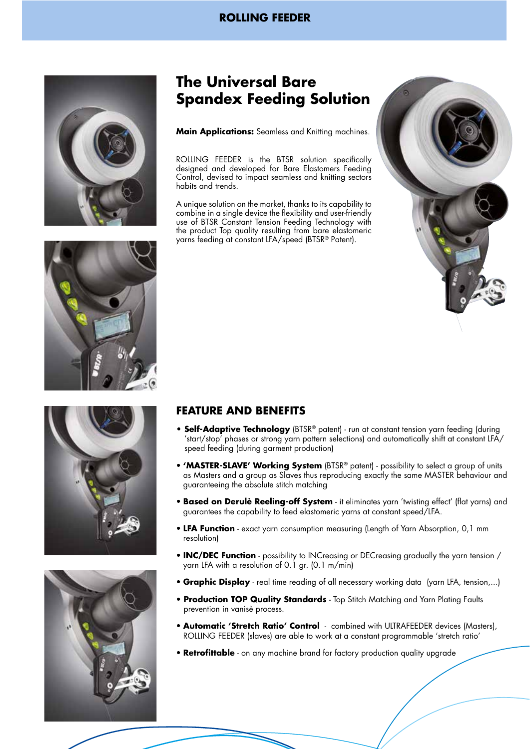# ROLLING FEEDER

## The Universal Bare Spandex Feeding Solution

**Main Applications:** Seamless and Knitting machines.

ROLLING FEEDER is the BTSR solution specifically designed and developed for Bare Elastomers Feeding Control, devised to impact seamless and knitting sectors habits and trends.

A unique solution on the market, thanks to its capability to combine in a single device the flexibility and user-friendly use of BTSR Constant Tension Feeding Technology with the product Top quality resulting from bare elastomeric yarns feeding at constant LFA/speed (BTSR® Patent).

## FEATURE AND BENEFITS

- **Self-Adaptive Technology** (BTSR® patent) - run at constant tension yarn feeding (during 'start/stop' phases or strong yarn pattern selections) and automatically shift at constant LFA/speed feeding (during garment production)
- **'MASTER-SLAVE' Working System** (BTSR® patent) - possibility to select a group of units as Masters and a group as Slaves thus reproducing exactly the same MASTER behaviour and guaranteeing the absolute stitch matching
- **Based on Derulè Reeling-off System** - it eliminates yarn 'twisting effect' (flat yarns) and guarantees the capability to feed elastomeric yarns at constant speed/LFA.
- **LFA Function** - exact yarn consumption measuring (Length of Yarn Absorption, 0,1 mm resolution)
- **INC/DEC Function** - possibility to INCreasing or DECreasing gradually the yarn tension / yarn LFA with a resolution of 0.1 gr. (0.1 m/min)
- **Graphic Display** - real time reading of all necessary working data (yarn LFA, tension,...)
- **Production TOP Quality Standards** - Top Stitch Matching and Yarn Plating Faults prevention in vanisè process.
- **Automatic 'Stretch Ratio' Control** - combined with ULTRAFEEDER devices (Masters), ROLLING FEEDER (slaves) are able to work at a constant programmable 'stretch ratio'
- **Retrofittable** - on any machine brand for factory production quality upgrade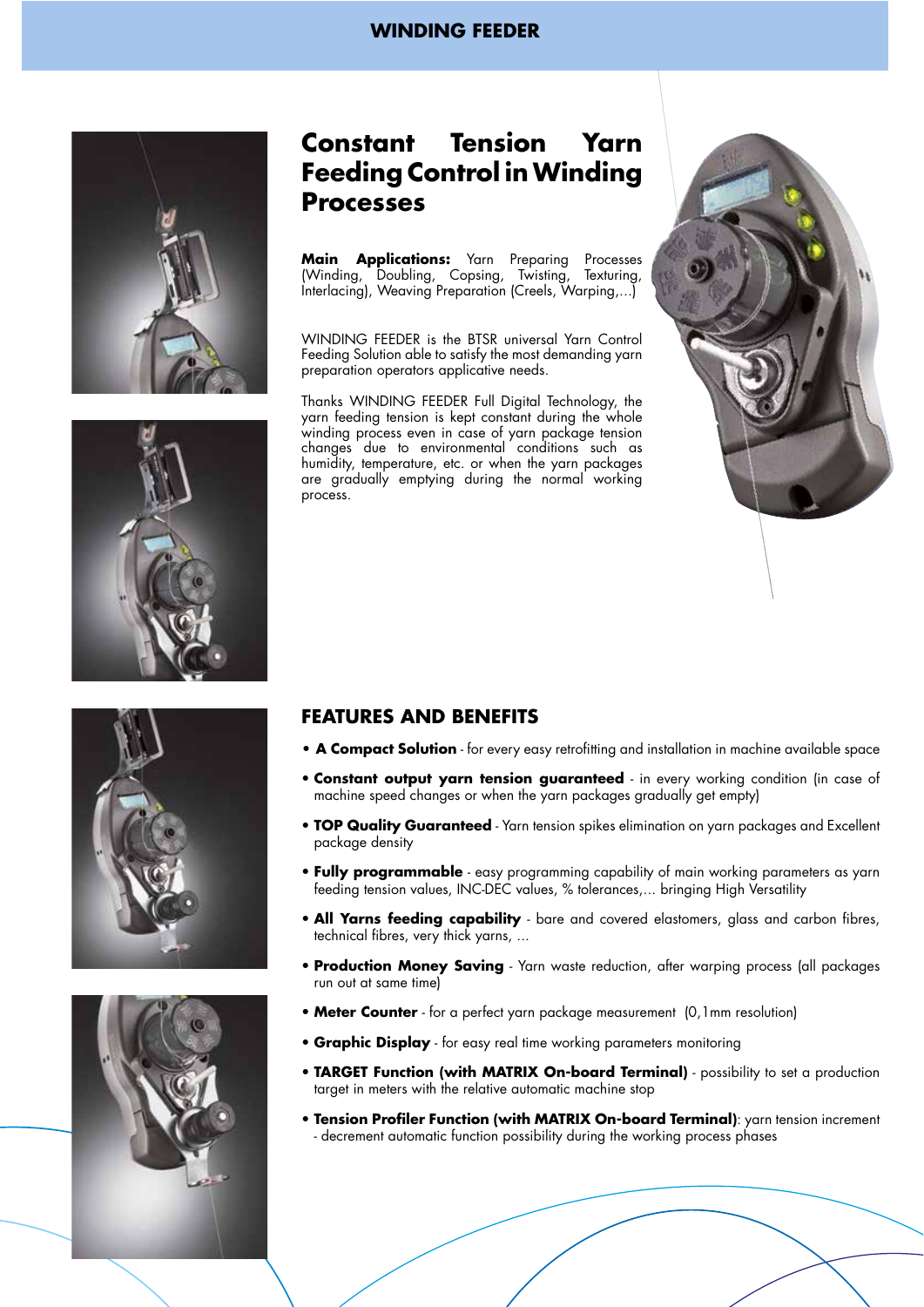# WINDING FEEDER

## Constant Tension Yarn Feeding Control in Winding Processes

**Main Applications:** Yarn Preparing Processes (Winding, Doubling, Copsing, Twisting, Texturing, Interlacing), Weaving Preparation (Creels, Warping,...)

WINDING FEEDER is the BTSR universal Yarn Control Feeding Solution able to satisfy the most demanding yarn preparation operators applicative needs.

Thanks WINDING FEEDER Full Digital Technology, the yarn feeding tension is kept constant during the whole winding process even in case of yarn package tension changes due to environmental conditions such as humidity, temperature, etc. or when the yarn packages are gradually emptying during the normal working process.

## FEATURES AND BENEFITS

- **A Compact Solution** - for every easy retrofitting and installation in machine available space
- **Constant output yarn tension guaranteed** - in every working condition (in case of machine speed changes or when the yarn packages gradually get empty)
- **TOP Quality Guaranteed** - Yarn tension spikes elimination on yarn packages and Excellent package density
- **Fully programmable** - easy programming capability of main working parameters as yarn feeding tension values, INC-DEC values, % tolerances,... bringing High Versatility
- **All Yarns feeding capability** - bare and covered elastomers, glass and carbon fibres, technical fibres, very thick yarns, ...
- **Production Money Saving** - Yarn waste reduction, after warping process (all packages run out at same time)
- **Meter Counter** - for a perfect yarn package measurement (0,1mm resolution)
- **Graphic Display** - for easy real time working parameters monitoring
- **TARGET Function (with MATRIX On-board Terminal)** - possibility to set a production target in meters with the relative automatic machine stop
- **Tension Profiler Function (with MATRIX On-board Terminal)**: yarn tension increment - decrement automatic function possibility during the working process phases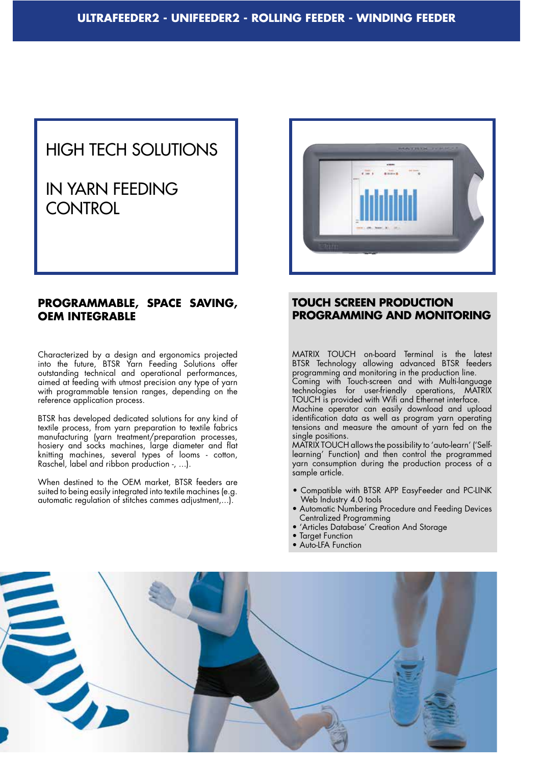# HIGH TECH SOLUTIONS

# IN YARN FEEDING CONTROL

## PROGRAMMABLE, SPACE SAVING, OEM INTEGRABLE

Characterized by a design and ergonomics projected into the future, BTSR Yarn Feeding Solutions offer outstanding technical and operational performances, aimed at feeding with utmost precision any type of yarn with programmable tension ranges, depending on the reference application process.

BTSR has developed dedicated solutions for any kind of textile process, from yarn preparation to textile fabrics manufacturing (yarn treatment/preparation processes, hosiery and socks machines, large diameter and flat knitting machines, several types of looms - cotton, Raschel, label and ribbon production -, ...).

When destined to the OEM market, BTSR feeders are suited to being easily integrated into textile machines (e.g. automatic regulation of stitches cammes adjustment,...).

## TOUCH SCREEN PRODUCTION PROGRAMMING AND MONITORING

MATRIX TOUCH on-board Terminal is the latest BTSR Technology allowing advanced BTSR feeders programming and monitoring in the production line.
Coming with Touch-screen and with Multi-language technologies for user-friendly operations, MATRIX TOUCH is provided with Wifi and Ethernet interface.
Machine operator can easily download and upload identification data as well as program yarn operating tensions and measure the amount of yarn fed on the single positions.
MATRIX TOUCH allows the possibility to 'auto-learn' ('Self-learning' Function) and then control the programmed yarn consumption during the production process of a sample article.

- Compatible with BTSR APP EasyFeeder and PC-LINK Web Industry 4.0 tools
- Automatic Numbering Procedure and Feeding Devices Centralized Programming
- 'Articles Database' Creation And Storage
- Target Function
- Auto-LFA Function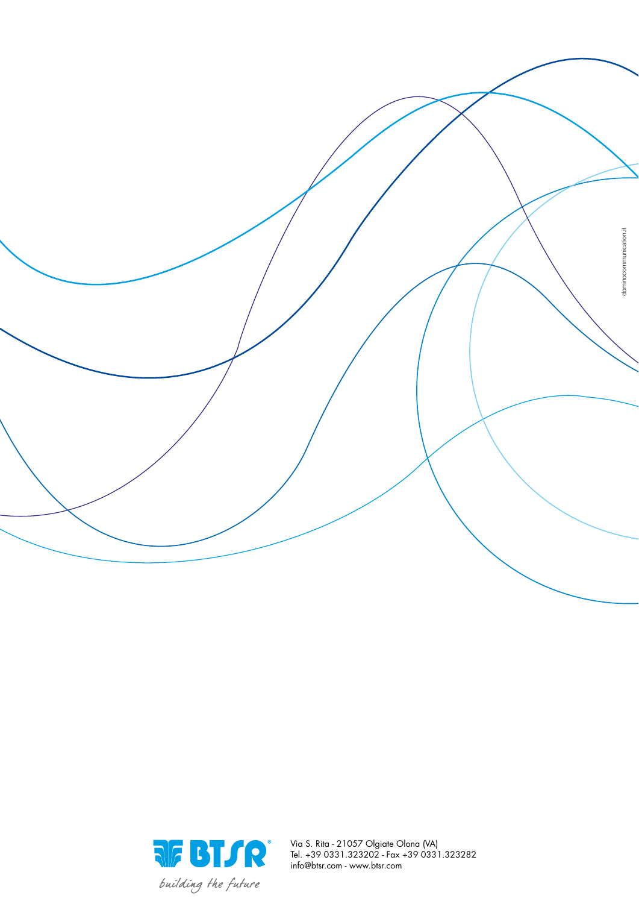dominocommunication.it

BTSR®

*building the future*

Via S. Rita - 21057 Olgiate Olona (VA)
Tel. +39 0331.323202 - Fax +39 0331.323282
info@btsr.com - www.btsr.com